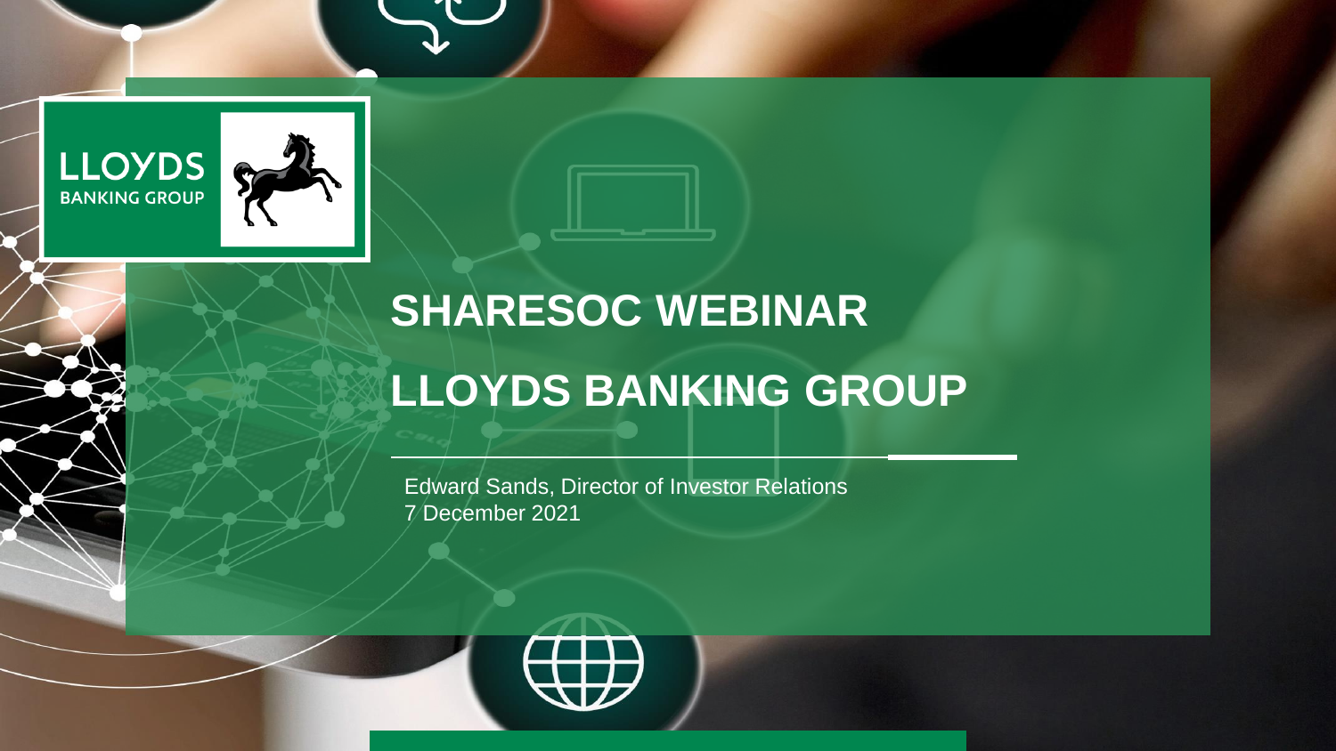LLOYDS BANKING GROUP

# SHARESOC WEBINAR

# LLOYDS BANKING GROUP

Edward Sands, Director of Investor Relations
7 December 2021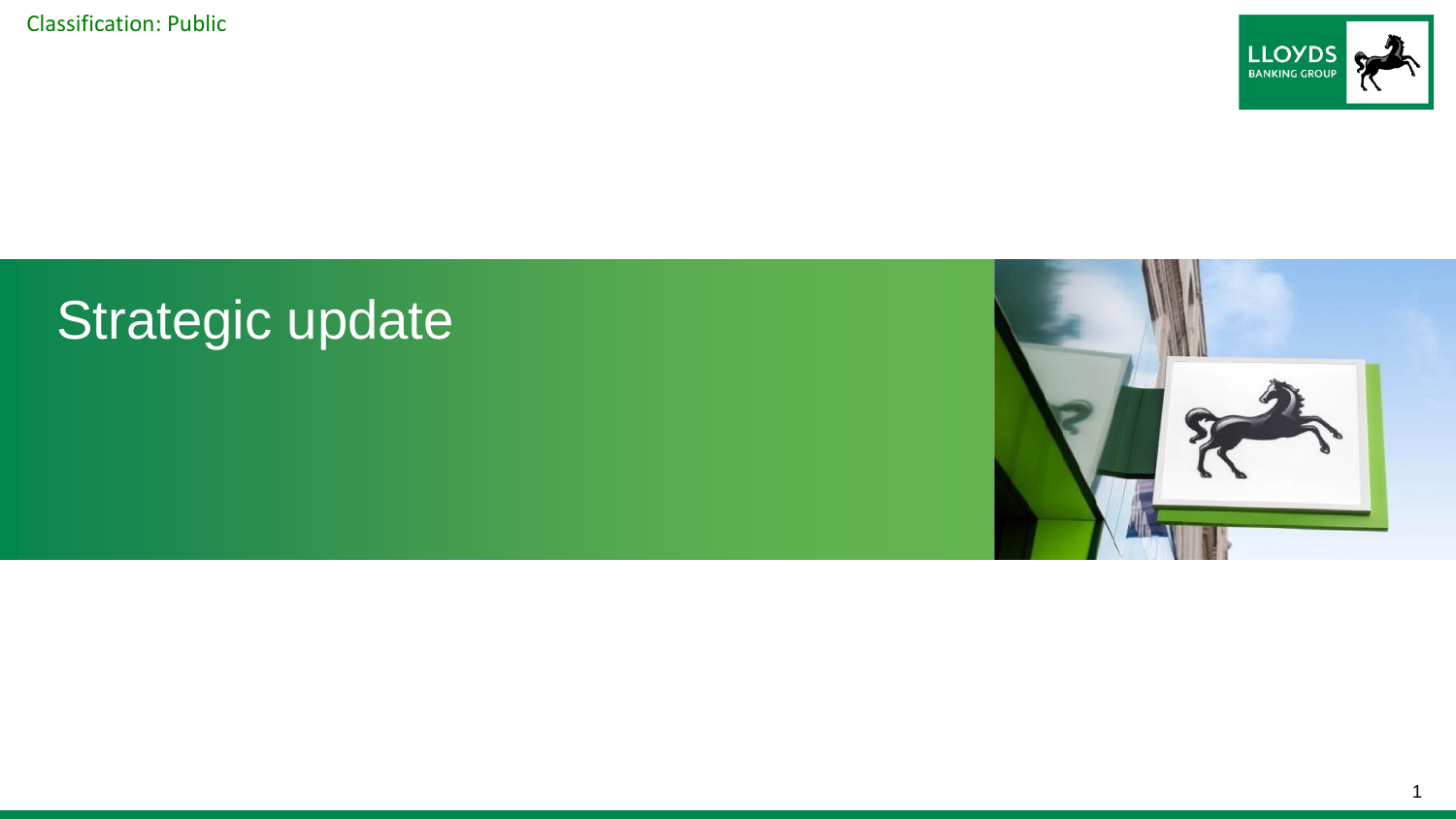Classification: Public

# Strategic update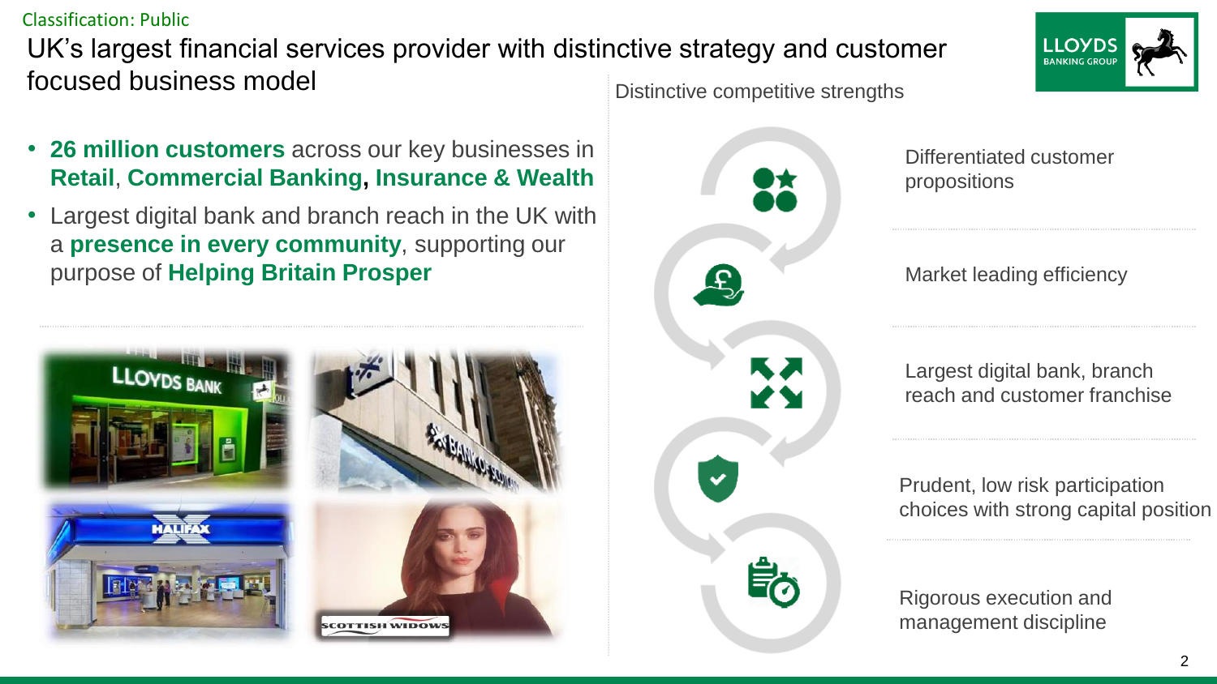Classification: Public

# UK's largest financial services provider with distinctive strategy and customer focused business model

- **26 million customers** across our key businesses in **Retail**, **Commercial Banking**, **Insurance & Wealth**
- Largest digital bank and branch reach in the UK with a **presence in every community**, supporting our purpose of **Helping Britain Prosper**

## Distinctive competitive strengths

- Differentiated customer propositions
- Market leading efficiency
- Largest digital bank, branch reach and customer franchise
- Prudent, low risk participation choices with strong capital position
- Rigorous execution and management discipline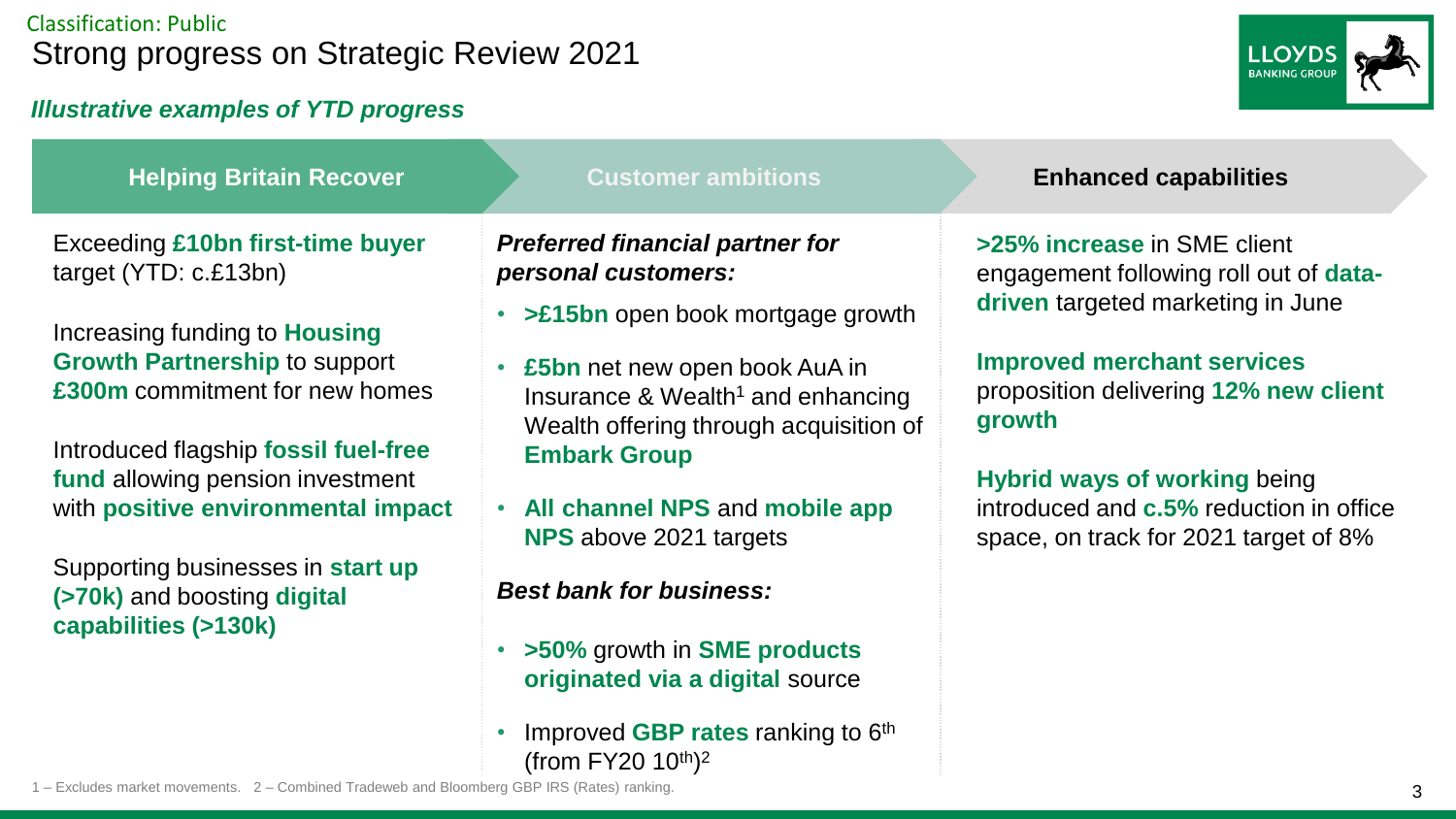Classification: Public

# Strong progress on Strategic Review 2021

***Illustrative examples of YTD progress***

## Helping Britain Recover

Exceeding **£10bn first-time buyer** target (YTD: c.£13bn)

Increasing funding to **Housing Growth Partnership** to support **£300m** commitment for new homes

Introduced flagship **fossil fuel-free fund** allowing pension investment with **positive environmental impact**

Supporting businesses in **start up (>70k)** and boosting **digital capabilities (>130k)**

## Customer ambitions

***Preferred financial partner for personal customers:***

- **>£15bn** open book mortgage growth
- **£5bn** net new open book AuA in Insurance & Wealth[1] and enhancing Wealth offering through acquisition of **Embark Group**
- **All channel NPS** and **mobile app NPS** above 2021 targets

***Best bank for business:***

- **>50%** growth in **SME products originated via a digital** source
- Improved **GBP rates** ranking to 6th (from FY20 10th)[2]

## Enhanced capabilities

**>25% increase** in SME client engagement following roll out of **data-driven** targeted marketing in June

**Improved merchant services** proposition delivering **12% new client growth**

**Hybrid ways of working** being introduced and **c.5%** reduction in office space, on track for 2021 target of 8%

1 – Excludes market movements. 2 – Combined Tradeweb and Bloomberg GBP IRS (Rates) ranking.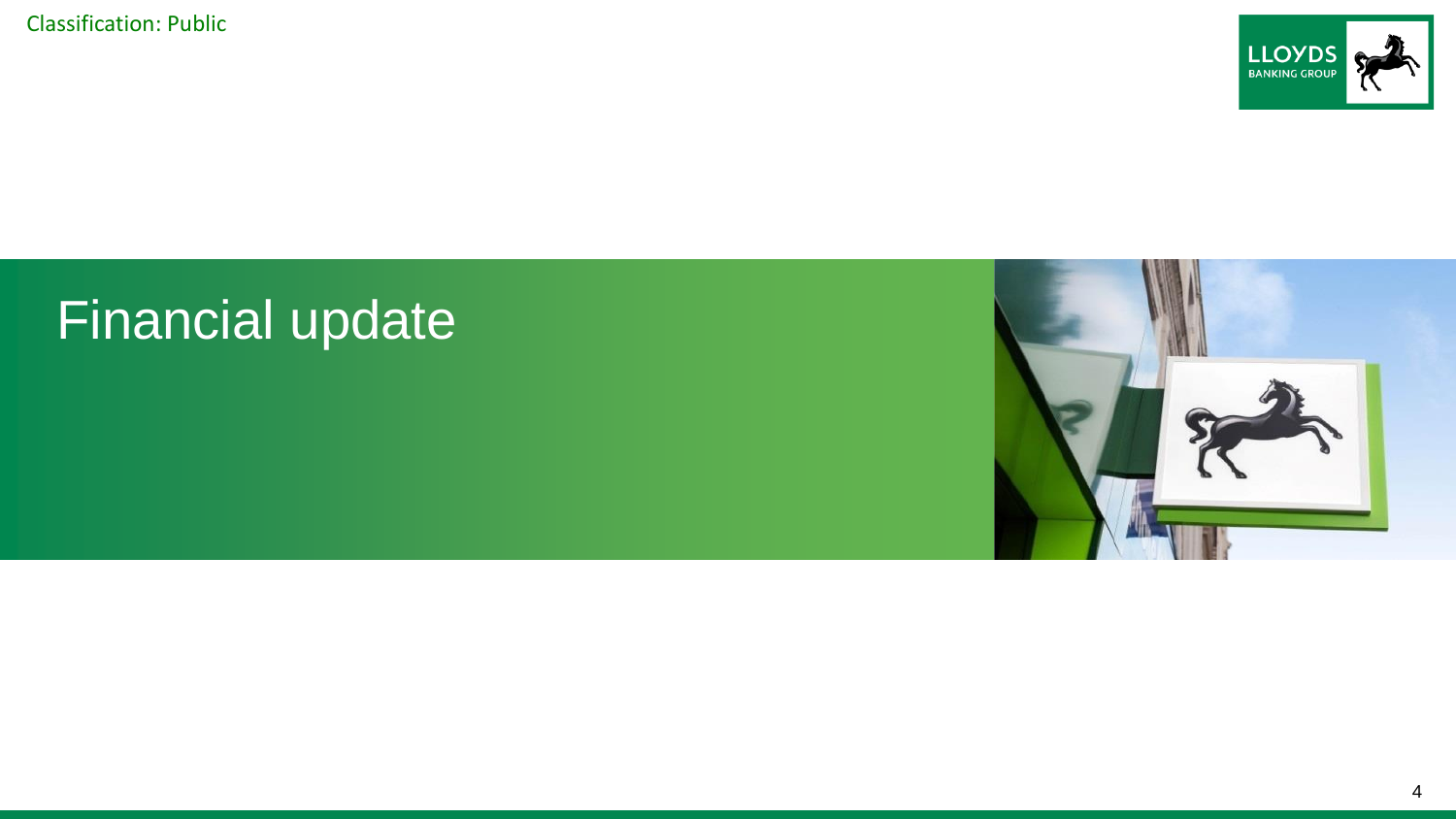# Financial update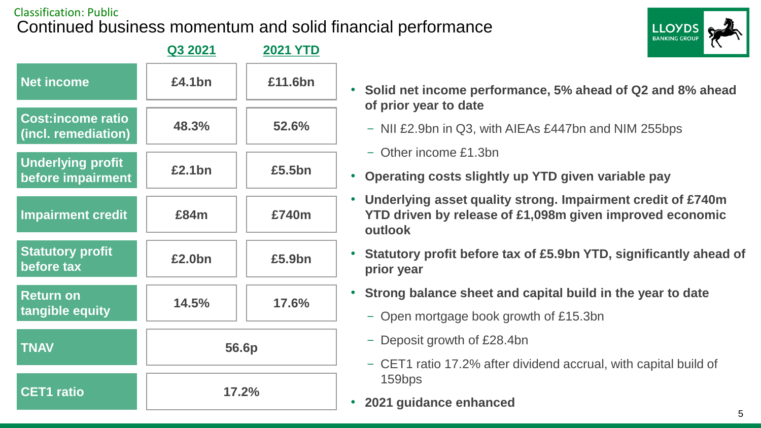Classification: Public

# Continued business momentum and solid financial performance

| | Q3 2021 | 2021 YTD |
|---|---|---|
| Net income | £4.1bn | £11.6bn |
| Cost:income ratio (incl. remediation) | 48.3% | 52.6% |
| Underlying profit before impairment | £2.1bn | £5.5bn |
| Impairment credit | £84m | £740m |
| Statutory profit before tax | £2.0bn | £5.9bn |
| Return on tangible equity | 14.5% | 17.6% |
| TNAV | 56.6p | |
| CET1 ratio | 17.2% | |

- **Solid net income performance, 5% ahead of Q2 and 8% ahead of prior year to date**
  - NII £2.9bn in Q3, with AIEAs £447bn and NIM 255bps
  - Other income £1.3bn
- **Operating costs slightly up YTD given variable pay**
- **Underlying asset quality strong. Impairment credit of £740m YTD driven by release of £1,098m given improved economic outlook**
- **Statutory profit before tax of £5.9bn YTD, significantly ahead of prior year**
- **Strong balance sheet and capital build in the year to date**
  - Open mortgage book growth of £15.3bn
  - Deposit growth of £28.4bn
  - CET1 ratio 17.2% after dividend accrual, with capital build of 159bps
- **2021 guidance enhanced**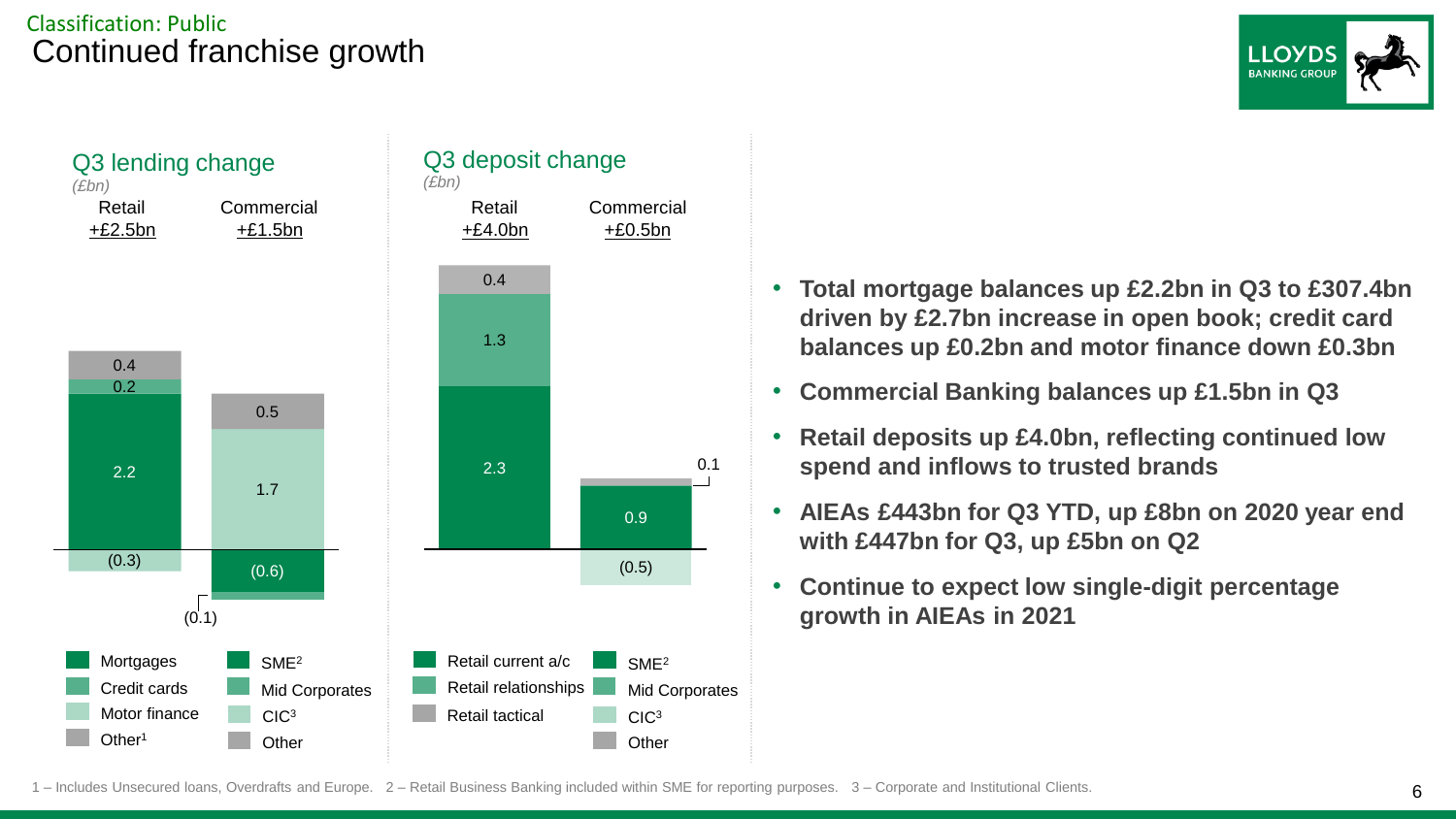Classification: Public

# Continued franchise growth

## Q3 lending change

*(£bn)*

| | Retail +£2.5bn | Commercial +£1.5bn |
|---|---|---|
| Mortgages / SME[2] | 2.2 | (0.6) |
| Credit cards / Mid Corporates | 0.2 | (0.1) |
| Motor finance / CIC[3] | (0.3) | 1.7 |
| Other[1] / Other | 0.4 | 0.5 |

## Q3 deposit change

*(£bn)*

| | Retail +£4.0bn | Commercial +£0.5bn |
|---|---|---|
| Retail current a/c / SME[2] | 2.3 | 0.9 |
| Retail relationships / Mid Corporates | 1.3 | |
| Retail tactical / CIC[3] | 0.4 | (0.5) |
| Other | | 0.1 |

- **Total mortgage balances up £2.2bn in Q3 to £307.4bn driven by £2.7bn increase in open book; credit card balances up £0.2bn and motor finance down £0.3bn**
- **Commercial Banking balances up £1.5bn in Q3**
- **Retail deposits up £4.0bn, reflecting continued low spend and inflows to trusted brands**
- **AIEAs £443bn for Q3 YTD, up £8bn on 2020 year end with £447bn for Q3, up £5bn on Q2**
- **Continue to expect low single-digit percentage growth in AIEAs in 2021**

1 – Includes Unsecured loans, Overdrafts and Europe. 2 – Retail Business Banking included within SME for reporting purposes. 3 – Corporate and Institutional Clients.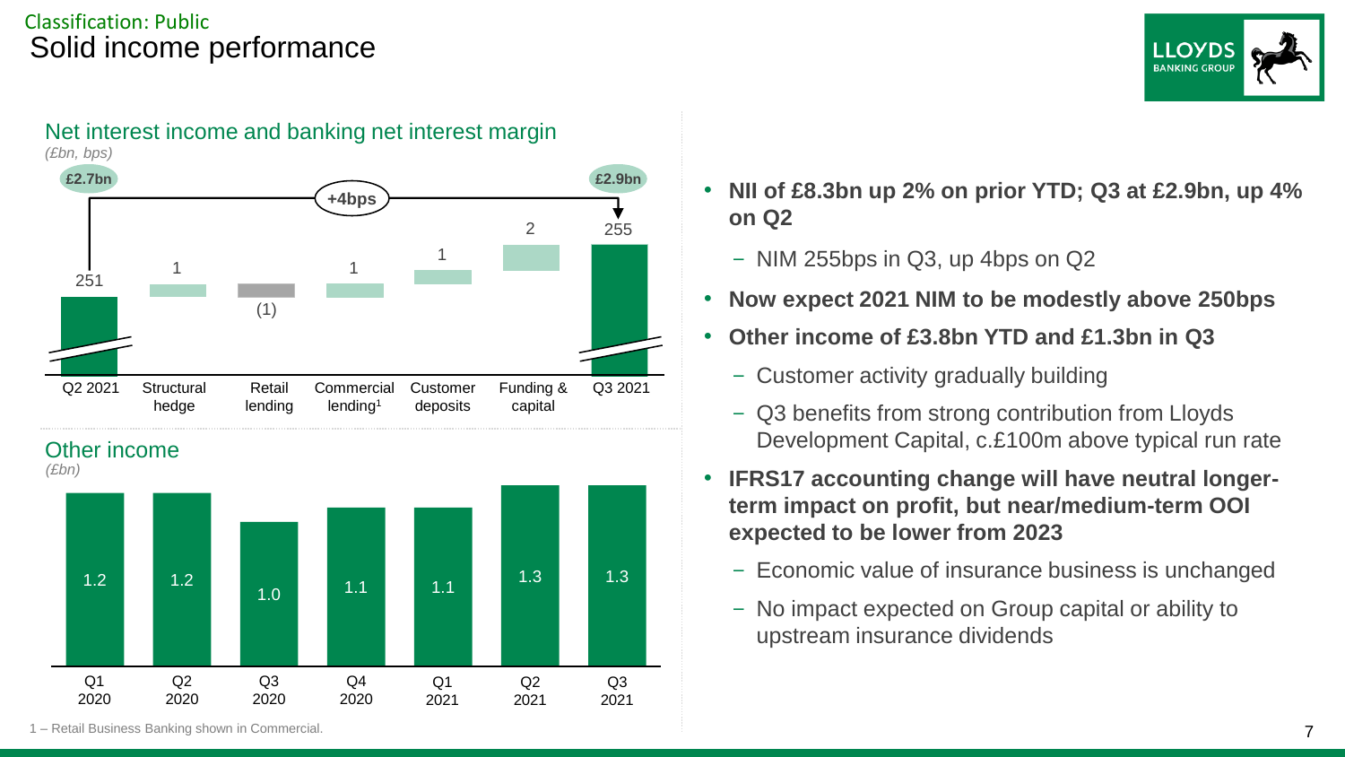Classification: Public

# Solid income performance

## Net interest income and banking net interest margin

*(£bn, bps)*

| | Q2 2021 | Structural hedge | Retail lending | Commercial lending[1] | Customer deposits | Funding & capital | Q3 2021 |
|---|---|---|---|---|---|---|---|
| NII | £2.7bn | | | | | | £2.9bn |
| NIM (bps) | 251 | 1 | (1) | 1 | 1 | 2 | 255 |

+4bps

## Other income

*(£bn)*

| Q1 2020 | Q2 2020 | Q3 2020 | Q4 2020 | Q1 2021 | Q2 2021 | Q3 2021 |
|---|---|---|---|---|---|---|
| 1.2 | 1.2 | 1.0 | 1.1 | 1.1 | 1.3 | 1.3 |

- **NII of £8.3bn up 2% on prior YTD; Q3 at £2.9bn, up 4% on Q2**
  - NIM 255bps in Q3, up 4bps on Q2
- **Now expect 2021 NIM to be modestly above 250bps**
- **Other income of £3.8bn YTD and £1.3bn in Q3**
  - Customer activity gradually building
  - Q3 benefits from strong contribution from Lloyds Development Capital, c.£100m above typical run rate
- **IFRS17 accounting change will have neutral longer-term impact on profit, but near/medium-term OOI expected to be lower from 2023**
  - Economic value of insurance business is unchanged
  - No impact expected on Group capital or ability to upstream insurance dividends

1 – Retail Business Banking shown in Commercial.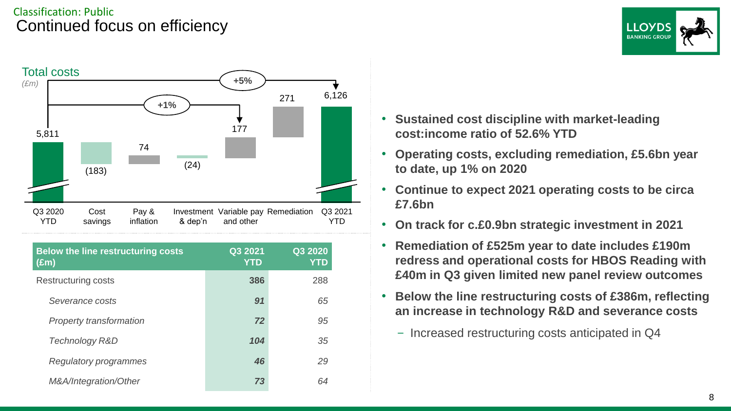Classification: Public

# Continued focus on efficiency

## Total costs

*(£m)*

| | Q3 2020 YTD | Cost savings | Pay & inflation | Investment & dep'n | Variable pay and other | Remediation | Q3 2021 YTD |
|---|---|---|---|---|---|---|---|
| Total costs (£m) | 5,811 | (183) | 74 | (24) | 177 | 271 | 6,126 |

+1% (Q3 2020 YTD to before Remediation)

+5% (Q3 2020 YTD to Q3 2021 YTD)

| Below the line restructuring costs (£m) | Q3 2021 YTD | Q3 2020 YTD |
|---|---|---|
| Restructuring costs | **386** | 288 |
| *Severance costs* | ***91*** | *65* |
| *Property transformation* | ***72*** | *95* |
| *Technology R&D* | ***104*** | *35* |
| *Regulatory programmes* | ***46*** | *29* |
| *M&A/Integration/Other* | ***73*** | *64* |

- **Sustained cost discipline with market-leading cost:income ratio of 52.6% YTD**
- **Operating costs, excluding remediation, £5.6bn year to date, up 1% on 2020**
- **Continue to expect 2021 operating costs to be circa £7.6bn**
- **On track for c.£0.9bn strategic investment in 2021**
- **Remediation of £525m year to date includes £190m redress and operational costs for HBOS Reading with £40m in Q3 given limited new panel review outcomes**
- **Below the line restructuring costs of £386m, reflecting an increase in technology R&D and severance costs**
  - Increased restructuring costs anticipated in Q4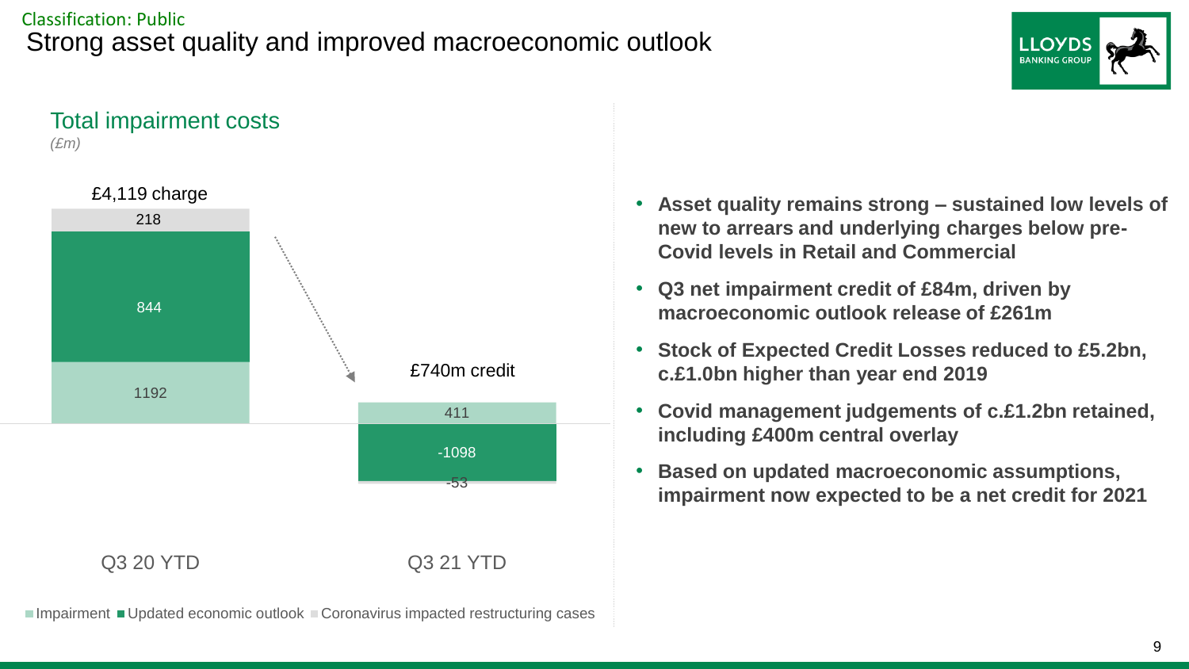Classification: Public

# Strong asset quality and improved macroeconomic outlook

## Total impairment costs

*(£m)*

| | Q3 20 YTD | Q3 21 YTD |
|---|---|---|
| Total | £4,119 charge | £740m credit |
| Impairment | 1192 | 411 |
| Updated economic outlook | 844 | -1098 |
| Coronavirus impacted restructuring cases | 218 | -53 |

- **Asset quality remains strong – sustained low levels of new to arrears and underlying charges below pre-Covid levels in Retail and Commercial**
- **Q3 net impairment credit of £84m, driven by macroeconomic outlook release of £261m**
- **Stock of Expected Credit Losses reduced to £5.2bn, c.£1.0bn higher than year end 2019**
- **Covid management judgements of c.£1.2bn retained, including £400m central overlay**
- **Based on updated macroeconomic assumptions, impairment now expected to be a net credit for 2021**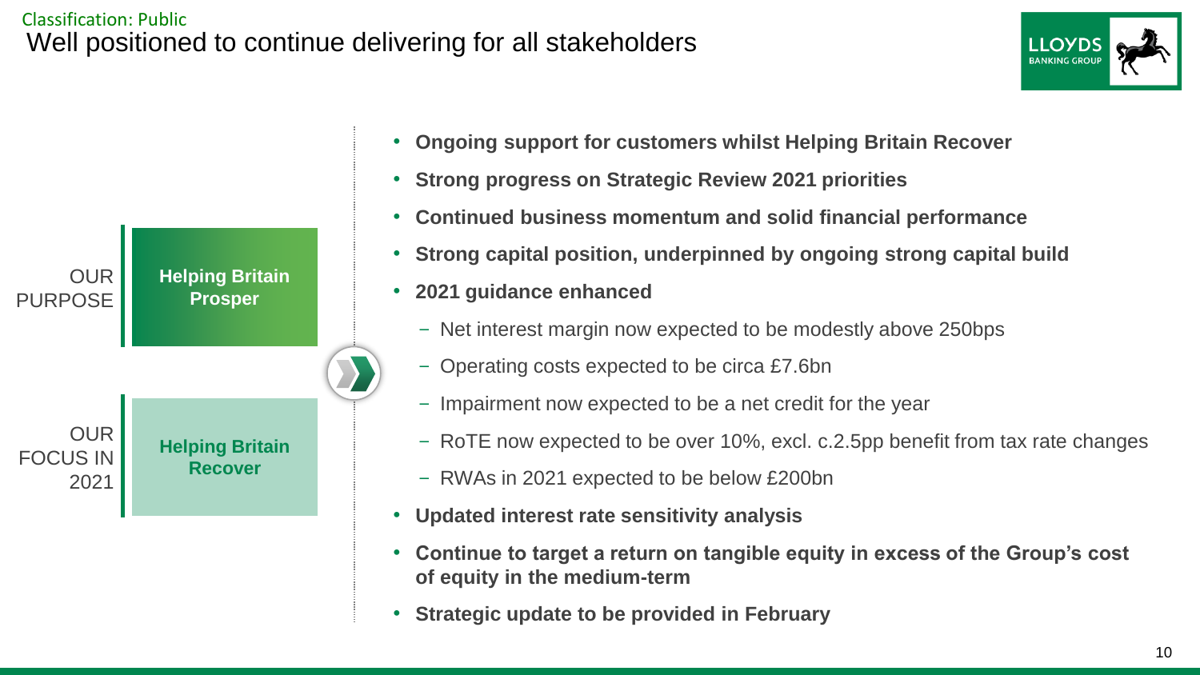Classification: Public

# Well positioned to continue delivering for all stakeholders

OUR PURPOSE: **Helping Britain Prosper**

OUR FOCUS IN 2021: **Helping Britain Recover**

- **Ongoing support for customers whilst Helping Britain Recover**
- **Strong progress on Strategic Review 2021 priorities**
- **Continued business momentum and solid financial performance**
- **Strong capital position, underpinned by ongoing strong capital build**
- **2021 guidance enhanced**
  - Net interest margin now expected to be modestly above 250bps
  - Operating costs expected to be circa £7.6bn
  - Impairment now expected to be a net credit for the year
  - RoTE now expected to be over 10%, excl. c.2.5pp benefit from tax rate changes
  - RWAs in 2021 expected to be below £200bn
- **Updated interest rate sensitivity analysis**
- **Continue to target a return on tangible equity in excess of the Group's cost of equity in the medium-term**
- **Strategic update to be provided in February**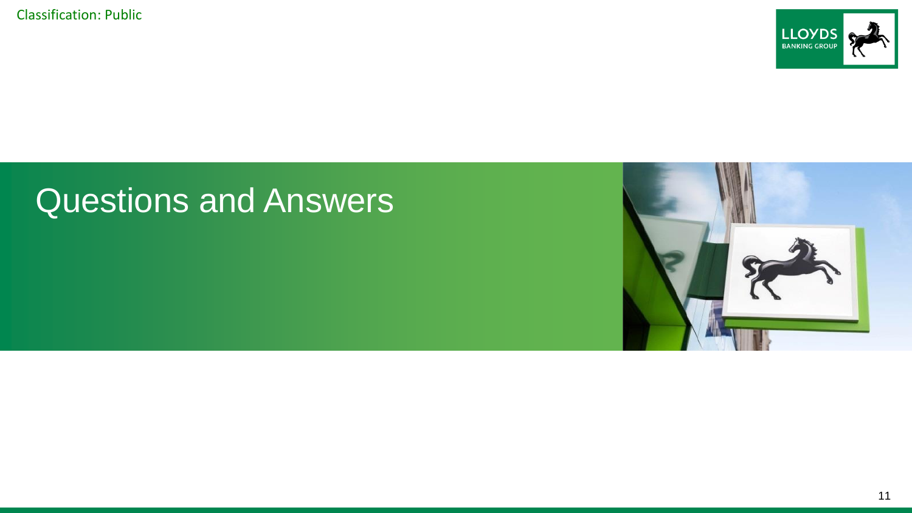Classification: Public

# Questions and Answers